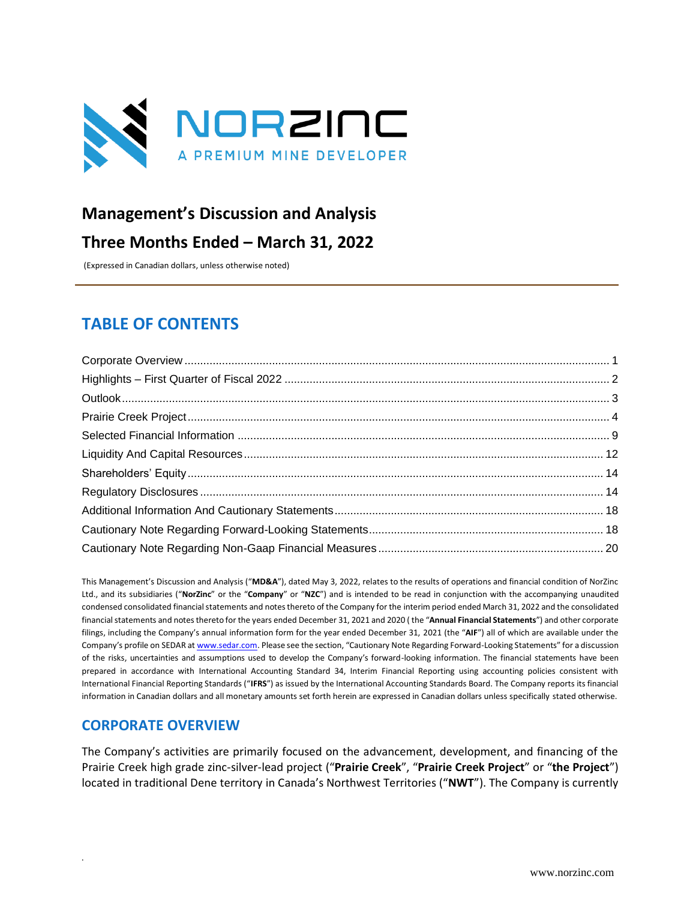NORZINC
A PREMIUM MINE DEVELOPER

# Management's Discussion and Analysis

# Three Months Ended – March 31, 2022

(Expressed in Canadian dollars, unless otherwise noted)

## TABLE OF CONTENTS

Corporate Overview ..... 1
Highlights – First Quarter of Fiscal 2022 ..... 2
Outlook ..... 3
Prairie Creek Project ..... 4
Selected Financial Information ..... 9
Liquidity And Capital Resources ..... 12
Shareholders' Equity ..... 14
Regulatory Disclosures ..... 14
Additional Information And Cautionary Statements ..... 18
Cautionary Note Regarding Forward-Looking Statements ..... 18
Cautionary Note Regarding Non-Gaap Financial Measures ..... 20

This Management's Discussion and Analysis ("**MD&A**"), dated May 3, 2022, relates to the results of operations and financial condition of NorZinc Ltd., and its subsidiaries ("**NorZinc**" or the "**Company**" or "**NZC**") and is intended to be read in conjunction with the accompanying unaudited condensed consolidated financial statements and notes thereto of the Company for the interim period ended March 31, 2022 and the consolidated financial statements and notes thereto for the years ended December 31, 2021 and 2020 ( the "**Annual Financial Statements**") and other corporate filings, including the Company's annual information form for the year ended December 31, 2021 (the "**AIF**") all of which are available under the Company's profile on SEDAR at www.sedar.com. Please see the section, "Cautionary Note Regarding Forward-Looking Statements" for a discussion of the risks, uncertainties and assumptions used to develop the Company's forward-looking information. The financial statements have been prepared in accordance with International Accounting Standard 34, Interim Financial Reporting using accounting policies consistent with International Financial Reporting Standards ("**IFRS**") as issued by the International Accounting Standards Board. The Company reports its financial information in Canadian dollars and all monetary amounts set forth herein are expressed in Canadian dollars unless specifically stated otherwise.

## CORPORATE OVERVIEW

The Company's activities are primarily focused on the advancement, development, and financing of the Prairie Creek high grade zinc-silver-lead project ("**Prairie Creek**", "**Prairie Creek Project**" or "**the Project**") located in traditional Dene territory in Canada's Northwest Territories ("**NWT**"). The Company is currently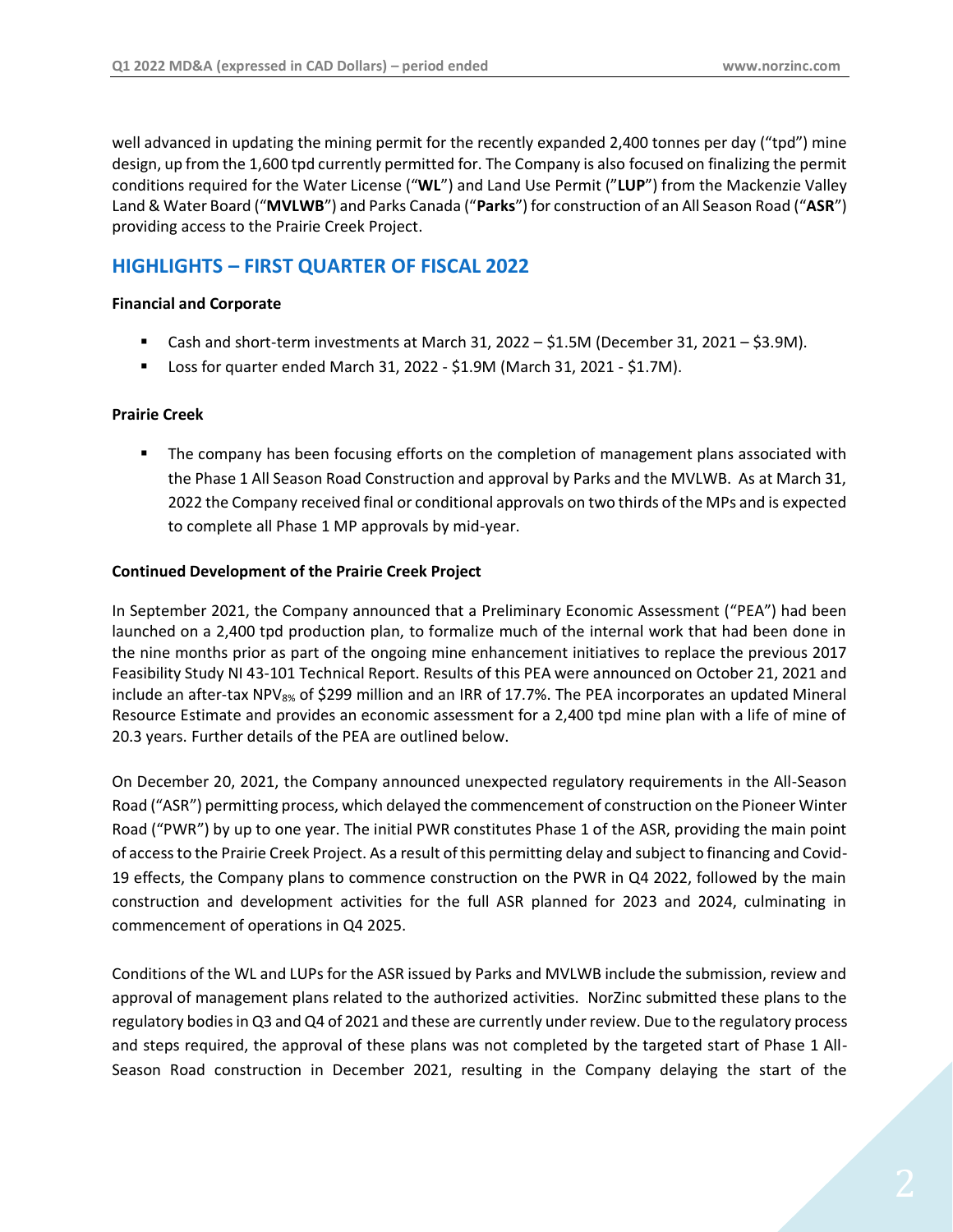well advanced in updating the mining permit for the recently expanded 2,400 tonnes per day ("tpd") mine design, up from the 1,600 tpd currently permitted for. The Company is also focused on finalizing the permit conditions required for the Water License ("**WL**") and Land Use Permit ("**LUP**") from the Mackenzie Valley Land & Water Board ("**MVLWB**") and Parks Canada ("**Parks**") for construction of an All Season Road ("**ASR**") providing access to the Prairie Creek Project.

## HIGHLIGHTS – FIRST QUARTER OF FISCAL 2022

**Financial and Corporate**

- Cash and short-term investments at March 31, 2022 – $1.5M (December 31, 2021 – $3.9M).
- Loss for quarter ended March 31, 2022 - $1.9M (March 31, 2021 - $1.7M).

**Prairie Creek**

- The company has been focusing efforts on the completion of management plans associated with the Phase 1 All Season Road Construction and approval by Parks and the MVLWB. As at March 31, 2022 the Company received final or conditional approvals on two thirds of the MPs and is expected to complete all Phase 1 MP approvals by mid-year.

**Continued Development of the Prairie Creek Project**

In September 2021, the Company announced that a Preliminary Economic Assessment ("PEA") had been launched on a 2,400 tpd production plan, to formalize much of the internal work that had been done in the nine months prior as part of the ongoing mine enhancement initiatives to replace the previous 2017 Feasibility Study NI 43-101 Technical Report. Results of this PEA were announced on October 21, 2021 and include an after-tax $NPV_{8\%}$ of $299 million and an IRR of 17.7%. The PEA incorporates an updated Mineral Resource Estimate and provides an economic assessment for a 2,400 tpd mine plan with a life of mine of 20.3 years. Further details of the PEA are outlined below.

On December 20, 2021, the Company announced unexpected regulatory requirements in the All-Season Road ("ASR") permitting process, which delayed the commencement of construction on the Pioneer Winter Road ("PWR") by up to one year. The initial PWR constitutes Phase 1 of the ASR, providing the main point of access to the Prairie Creek Project. As a result of this permitting delay and subject to financing and Covid-19 effects, the Company plans to commence construction on the PWR in Q4 2022, followed by the main construction and development activities for the full ASR planned for 2023 and 2024, culminating in commencement of operations in Q4 2025.

Conditions of the WL and LUPs for the ASR issued by Parks and MVLWB include the submission, review and approval of management plans related to the authorized activities. NorZinc submitted these plans to the regulatory bodies in Q3 and Q4 of 2021 and these are currently under review. Due to the regulatory process and steps required, the approval of these plans was not completed by the targeted start of Phase 1 All-Season Road construction in December 2021, resulting in the Company delaying the start of the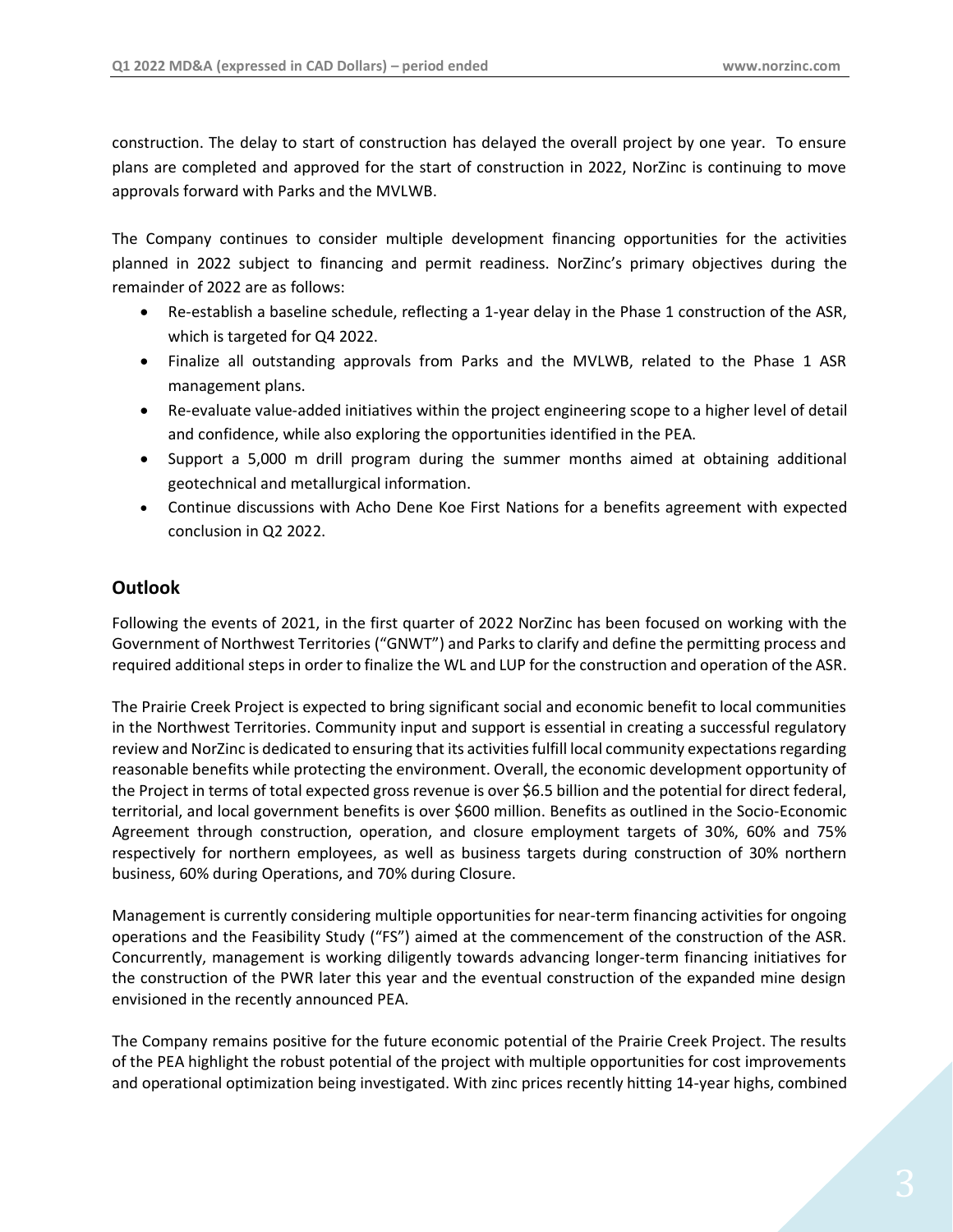construction. The delay to start of construction has delayed the overall project by one year. To ensure plans are completed and approved for the start of construction in 2022, NorZinc is continuing to move approvals forward with Parks and the MVLWB.

The Company continues to consider multiple development financing opportunities for the activities planned in 2022 subject to financing and permit readiness. NorZinc's primary objectives during the remainder of 2022 are as follows:

- Re-establish a baseline schedule, reflecting a 1-year delay in the Phase 1 construction of the ASR, which is targeted for Q4 2022.
- Finalize all outstanding approvals from Parks and the MVLWB, related to the Phase 1 ASR management plans.
- Re-evaluate value-added initiatives within the project engineering scope to a higher level of detail and confidence, while also exploring the opportunities identified in the PEA.
- Support a 5,000 m drill program during the summer months aimed at obtaining additional geotechnical and metallurgical information.
- Continue discussions with Acho Dene Koe First Nations for a benefits agreement with expected conclusion in Q2 2022.

## Outlook

Following the events of 2021, in the first quarter of 2022 NorZinc has been focused on working with the Government of Northwest Territories ("GNWT") and Parks to clarify and define the permitting process and required additional steps in order to finalize the WL and LUP for the construction and operation of the ASR.

The Prairie Creek Project is expected to bring significant social and economic benefit to local communities in the Northwest Territories. Community input and support is essential in creating a successful regulatory review and NorZinc is dedicated to ensuring that its activities fulfill local community expectations regarding reasonable benefits while protecting the environment. Overall, the economic development opportunity of the Project in terms of total expected gross revenue is over $6.5 billion and the potential for direct federal, territorial, and local government benefits is over $600 million. Benefits as outlined in the Socio-Economic Agreement through construction, operation, and closure employment targets of 30%, 60% and 75% respectively for northern employees, as well as business targets during construction of 30% northern business, 60% during Operations, and 70% during Closure.

Management is currently considering multiple opportunities for near-term financing activities for ongoing operations and the Feasibility Study ("FS") aimed at the commencement of the construction of the ASR. Concurrently, management is working diligently towards advancing longer-term financing initiatives for the construction of the PWR later this year and the eventual construction of the expanded mine design envisioned in the recently announced PEA.

The Company remains positive for the future economic potential of the Prairie Creek Project. The results of the PEA highlight the robust potential of the project with multiple opportunities for cost improvements and operational optimization being investigated. With zinc prices recently hitting 14-year highs, combined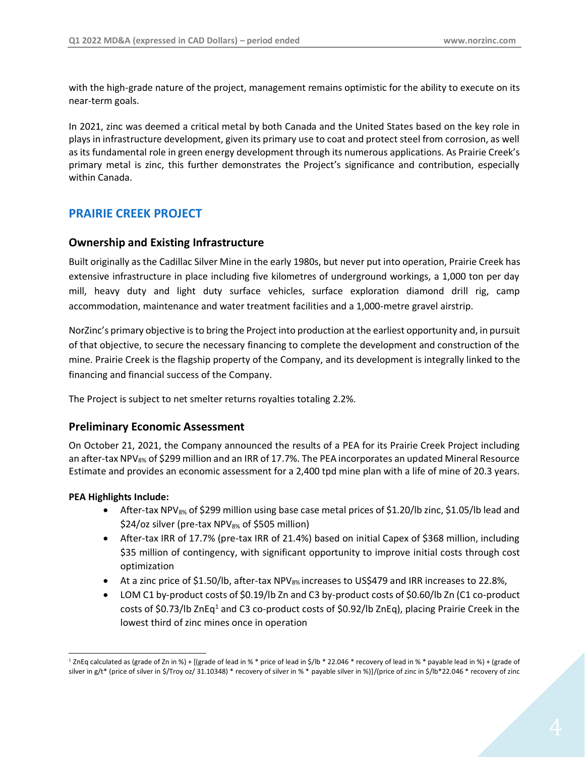with the high-grade nature of the project, management remains optimistic for the ability to execute on its near-term goals.

In 2021, zinc was deemed a critical metal by both Canada and the United States based on the key role in plays in infrastructure development, given its primary use to coat and protect steel from corrosion, as well as its fundamental role in green energy development through its numerous applications. As Prairie Creek's primary metal is zinc, this further demonstrates the Project's significance and contribution, especially within Canada.

## PRAIRIE CREEK PROJECT

### Ownership and Existing Infrastructure

Built originally as the Cadillac Silver Mine in the early 1980s, but never put into operation, Prairie Creek has extensive infrastructure in place including five kilometres of underground workings, a 1,000 ton per day mill, heavy duty and light duty surface vehicles, surface exploration diamond drill rig, camp accommodation, maintenance and water treatment facilities and a 1,000-metre gravel airstrip.

NorZinc's primary objective is to bring the Project into production at the earliest opportunity and, in pursuit of that objective, to secure the necessary financing to complete the development and construction of the mine. Prairie Creek is the flagship property of the Company, and its development is integrally linked to the financing and financial success of the Company.

The Project is subject to net smelter returns royalties totaling 2.2%.

### Preliminary Economic Assessment

On October 21, 2021, the Company announced the results of a PEA for its Prairie Creek Project including an after-tax $NPV_{8\%}$ of $299 million and an IRR of 17.7%. The PEA incorporates an updated Mineral Resource Estimate and provides an economic assessment for a 2,400 tpd mine plan with a life of mine of 20.3 years.

**PEA Highlights Include:**

- After-tax $NPV_{8\%}$ of $299 million using base case metal prices of $1.20/lb zinc, $1.05/lb lead and $24/oz silver (pre-tax $NPV_{8\%}$ of $505 million)
- After-tax IRR of 17.7% (pre-tax IRR of 21.4%) based on initial Capex of $368 million, including $35 million of contingency, with significant opportunity to improve initial costs through cost optimization
- At a zinc price of $1.50/lb, after-tax $NPV_{8\%}$ increases to US$479 and IRR increases to 22.8%,
- LOM C1 by-product costs of $0.19/lb Zn and C3 by-product costs of $0.60/lb Zn (C1 co-product costs of $0.73/lb ZnEq[1] and C3 co-product costs of $0.92/lb ZnEq), placing Prairie Creek in the lowest third of zinc mines once in operation

[1] ZnEq calculated as (grade of Zn in %) + [(grade of lead in % * price of lead in $/lb * 22.046 * recovery of lead in % * payable lead in %) + (grade of silver in g/t* (price of silver in $/Troy oz/ 31.10348) * recovery of silver in % * payable silver in %)]/(price of zinc in $/lb*22.046 * recovery of zinc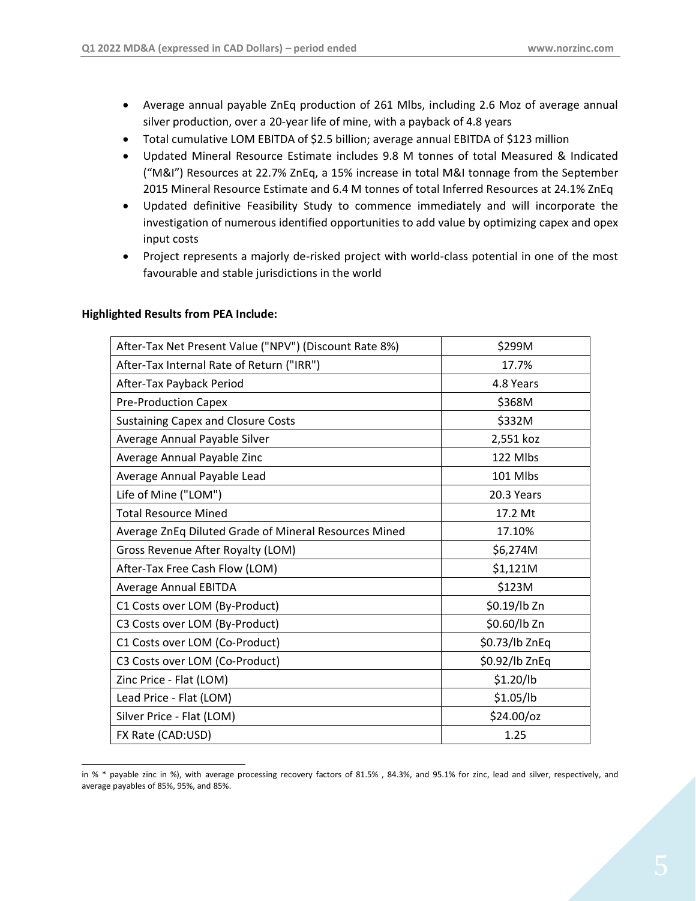- Average annual payable ZnEq production of 261 Mlbs, including 2.6 Moz of average annual silver production, over a 20-year life of mine, with a payback of 4.8 years
- Total cumulative LOM EBITDA of $2.5 billion; average annual EBITDA of $123 million
- Updated Mineral Resource Estimate includes 9.8 M tonnes of total Measured & Indicated ("M&I") Resources at 22.7% ZnEq, a 15% increase in total M&I tonnage from the September 2015 Mineral Resource Estimate and 6.4 M tonnes of total Inferred Resources at 24.1% ZnEq
- Updated definitive Feasibility Study to commence immediately and will incorporate the investigation of numerous identified opportunities to add value by optimizing capex and opex input costs
- Project represents a majorly de-risked project with world-class potential in one of the most favourable and stable jurisdictions in the world

**Highlighted Results from PEA Include:**

| | |
|---|---|
| After-Tax Net Present Value ("NPV") (Discount Rate 8%) | $299M |
| After-Tax Internal Rate of Return ("IRR") | 17.7% |
| After-Tax Payback Period | 4.8 Years |
| Pre-Production Capex | $368M |
| Sustaining Capex and Closure Costs | $332M |
| Average Annual Payable Silver | 2,551 koz |
| Average Annual Payable Zinc | 122 Mlbs |
| Average Annual Payable Lead | 101 Mlbs |
| Life of Mine ("LOM") | 20.3 Years |
| Total Resource Mined | 17.2 Mt |
| Average ZnEq Diluted Grade of Mineral Resources Mined | 17.10% |
| Gross Revenue After Royalty (LOM) | $6,274M |
| After-Tax Free Cash Flow (LOM) | $1,121M |
| Average Annual EBITDA | $123M |
| C1 Costs over LOM (By-Product) | $0.19/lb Zn |
| C3 Costs over LOM (By-Product) | $0.60/lb Zn |
| C1 Costs over LOM (Co-Product) | $0.73/lb ZnEq |
| C3 Costs over LOM (Co-Product) | $0.92/lb ZnEq |
| Zinc Price - Flat (LOM) | $1.20/lb |
| Lead Price - Flat (LOM) | $1.05/lb |
| Silver Price - Flat (LOM) | $24.00/oz |
| FX Rate (CAD:USD) | 1.25 |

in % * payable zinc in %), with average processing recovery factors of 81.5% , 84.3%, and 95.1% for zinc, lead and silver, respectively, and average payables of 85%, 95%, and 85%.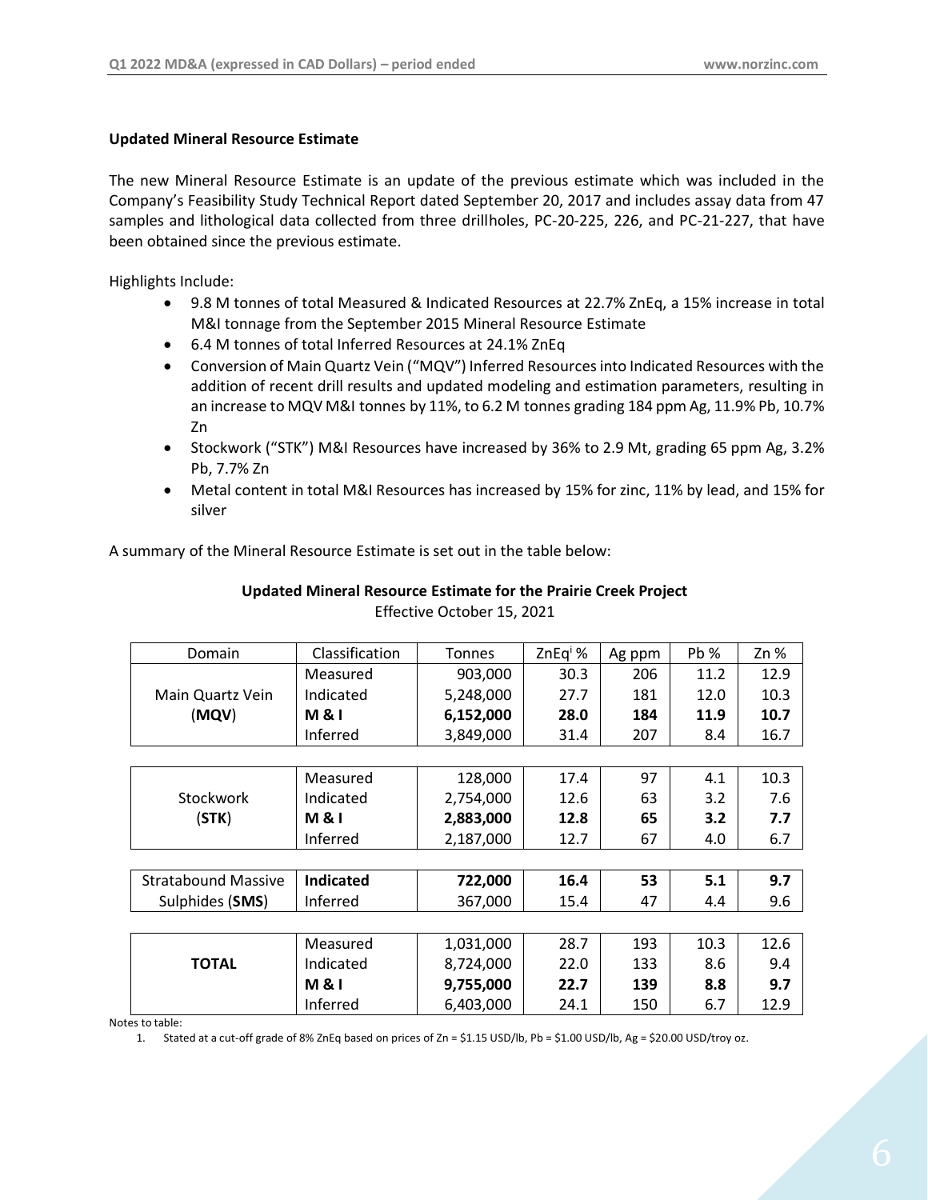## Updated Mineral Resource Estimate

The new Mineral Resource Estimate is an update of the previous estimate which was included in the Company's Feasibility Study Technical Report dated September 20, 2017 and includes assay data from 47 samples and lithological data collected from three drillholes, PC-20-225, 226, and PC-21-227, that have been obtained since the previous estimate.

Highlights Include:

- 9.8 M tonnes of total Measured & Indicated Resources at 22.7% ZnEq, a 15% increase in total M&I tonnage from the September 2015 Mineral Resource Estimate
- 6.4 M tonnes of total Inferred Resources at 24.1% ZnEq
- Conversion of Main Quartz Vein ("MQV") Inferred Resources into Indicated Resources with the addition of recent drill results and updated modeling and estimation parameters, resulting in an increase to MQV M&I tonnes by 11%, to 6.2 M tonnes grading 184 ppm Ag, 11.9% Pb, 10.7% Zn
- Stockwork ("STK") M&I Resources have increased by 36% to 2.9 Mt, grading 65 ppm Ag, 3.2% Pb, 7.7% Zn
- Metal content in total M&I Resources has increased by 15% for zinc, 11% by lead, and 15% for silver

A summary of the Mineral Resource Estimate is set out in the table below:

**Updated Mineral Resource Estimate for the Prairie Creek Project**

Effective October 15, 2021

| Domain | Classification | Tonnes | ZnEq[i] % | Ag ppm | Pb % | Zn % |
|---|---|---|---|---|---|---|
| Main Quartz Vein (**MQV**) | Measured | 903,000 | 30.3 | 206 | 11.2 | 12.9 |
| | Indicated | 5,248,000 | 27.7 | 181 | 12.0 | 10.3 |
| | **M & I** | **6,152,000** | **28.0** | **184** | **11.9** | **10.7** |
| | Inferred | 3,849,000 | 31.4 | 207 | 8.4 | 16.7 |
| Stockwork (**STK**) | Measured | 128,000 | 17.4 | 97 | 4.1 | 10.3 |
| | Indicated | 2,754,000 | 12.6 | 63 | 3.2 | 7.6 |
| | **M & I** | **2,883,000** | **12.8** | **65** | **3.2** | **7.7** |
| | Inferred | 2,187,000 | 12.7 | 67 | 4.0 | 6.7 |
| Stratabound Massive Sulphides (**SMS**) | **Indicated** | **722,000** | **16.4** | **53** | **5.1** | **9.7** |
| | Inferred | 367,000 | 15.4 | 47 | 4.4 | 9.6 |
| **TOTAL** | Measured | 1,031,000 | 28.7 | 193 | 10.3 | 12.6 |
| | Indicated | 8,724,000 | 22.0 | 133 | 8.6 | 9.4 |
| | **M & I** | **9,755,000** | **22.7** | **139** | **8.8** | **9.7** |
| | Inferred | 6,403,000 | 24.1 | 150 | 6.7 | 12.9 |

Notes to table:

1. Stated at a cut-off grade of 8% ZnEq based on prices of Zn = \$1.15 USD/lb, Pb = \$1.00 USD/lb, Ag = \$20.00 USD/troy oz.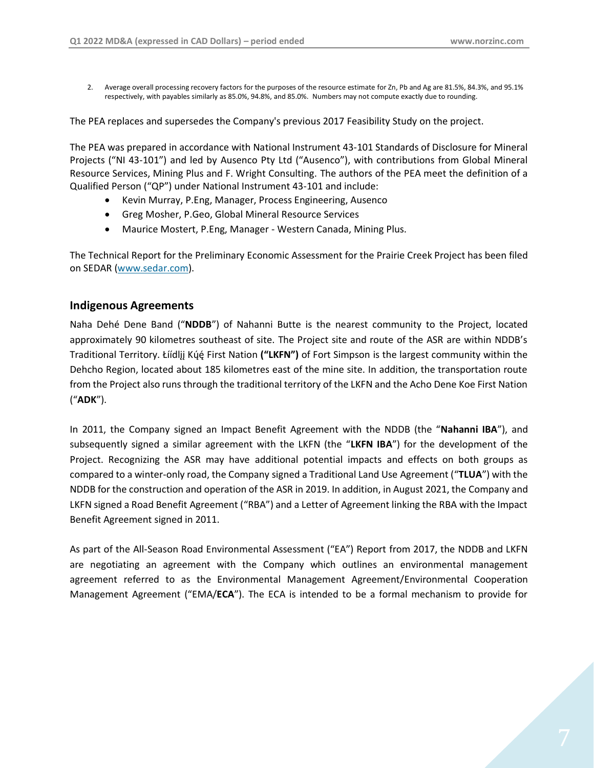2. Average overall processing recovery factors for the purposes of the resource estimate for Zn, Pb and Ag are 81.5%, 84.3%, and 95.1% respectively, with payables similarly as 85.0%, 94.8%, and 85.0%. Numbers may not compute exactly due to rounding.

The PEA replaces and supersedes the Company's previous 2017 Feasibility Study on the project.

The PEA was prepared in accordance with National Instrument 43-101 Standards of Disclosure for Mineral Projects ("NI 43-101") and led by Ausenco Pty Ltd ("Ausenco"), with contributions from Global Mineral Resource Services, Mining Plus and F. Wright Consulting. The authors of the PEA meet the definition of a Qualified Person ("QP") under National Instrument 43-101 and include:

- Kevin Murray, P.Eng, Manager, Process Engineering, Ausenco
- Greg Mosher, P.Geo, Global Mineral Resource Services
- Maurice Mostert, P.Eng, Manager - Western Canada, Mining Plus.

The Technical Report for the Preliminary Economic Assessment for the Prairie Creek Project has been filed on SEDAR (www.sedar.com).

## Indigenous Agreements

Naha Dehé Dene Band ("**NDDB**") of Nahanni Butte is the nearest community to the Project, located approximately 90 kilometres southeast of site. The Project site and route of the ASR are within NDDB's Traditional Territory. Łíídlįį Kų́ę́ First Nation **("LKFN")** of Fort Simpson is the largest community within the Dehcho Region, located about 185 kilometres east of the mine site. In addition, the transportation route from the Project also runs through the traditional territory of the LKFN and the Acho Dene Koe First Nation ("**ADK**").

In 2011, the Company signed an Impact Benefit Agreement with the NDDB (the "**Nahanni IBA**"), and subsequently signed a similar agreement with the LKFN (the "**LKFN IBA**") for the development of the Project. Recognizing the ASR may have additional potential impacts and effects on both groups as compared to a winter-only road, the Company signed a Traditional Land Use Agreement ("**TLUA**") with the NDDB for the construction and operation of the ASR in 2019. In addition, in August 2021, the Company and LKFN signed a Road Benefit Agreement ("RBA") and a Letter of Agreement linking the RBA with the Impact Benefit Agreement signed in 2011.

As part of the All-Season Road Environmental Assessment ("EA") Report from 2017, the NDDB and LKFN are negotiating an agreement with the Company which outlines an environmental management agreement referred to as the Environmental Management Agreement/Environmental Cooperation Management Agreement ("EMA/**ECA**"). The ECA is intended to be a formal mechanism to provide for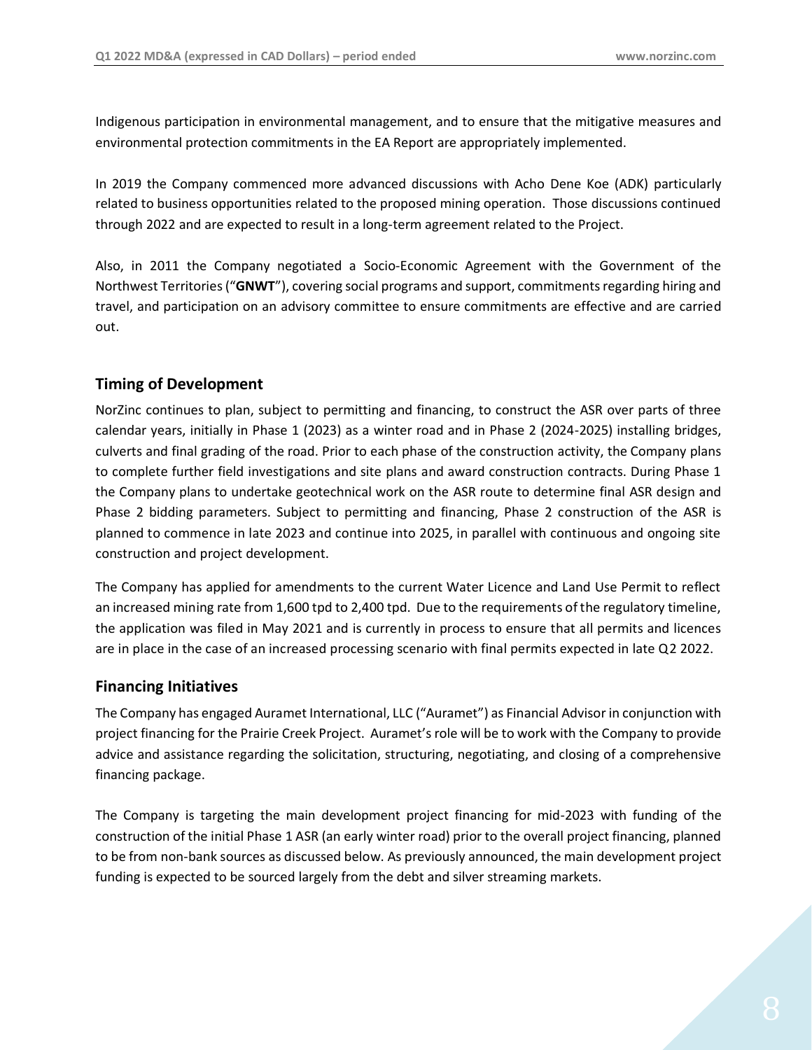Indigenous participation in environmental management, and to ensure that the mitigative measures and environmental protection commitments in the EA Report are appropriately implemented.

In 2019 the Company commenced more advanced discussions with Acho Dene Koe (ADK) particularly related to business opportunities related to the proposed mining operation. Those discussions continued through 2022 and are expected to result in a long-term agreement related to the Project.

Also, in 2011 the Company negotiated a Socio-Economic Agreement with the Government of the Northwest Territories ("**GNWT**"), covering social programs and support, commitments regarding hiring and travel, and participation on an advisory committee to ensure commitments are effective and are carried out.

## Timing of Development

NorZinc continues to plan, subject to permitting and financing, to construct the ASR over parts of three calendar years, initially in Phase 1 (2023) as a winter road and in Phase 2 (2024-2025) installing bridges, culverts and final grading of the road. Prior to each phase of the construction activity, the Company plans to complete further field investigations and site plans and award construction contracts. During Phase 1 the Company plans to undertake geotechnical work on the ASR route to determine final ASR design and Phase 2 bidding parameters. Subject to permitting and financing, Phase 2 construction of the ASR is planned to commence in late 2023 and continue into 2025, in parallel with continuous and ongoing site construction and project development.

The Company has applied for amendments to the current Water Licence and Land Use Permit to reflect an increased mining rate from 1,600 tpd to 2,400 tpd. Due to the requirements of the regulatory timeline, the application was filed in May 2021 and is currently in process to ensure that all permits and licences are in place in the case of an increased processing scenario with final permits expected in late Q2 2022.

## Financing Initiatives

The Company has engaged Auramet International, LLC ("Auramet") as Financial Advisor in conjunction with project financing for the Prairie Creek Project. Auramet's role will be to work with the Company to provide advice and assistance regarding the solicitation, structuring, negotiating, and closing of a comprehensive financing package.

The Company is targeting the main development project financing for mid-2023 with funding of the construction of the initial Phase 1 ASR (an early winter road) prior to the overall project financing, planned to be from non-bank sources as discussed below. As previously announced, the main development project funding is expected to be sourced largely from the debt and silver streaming markets.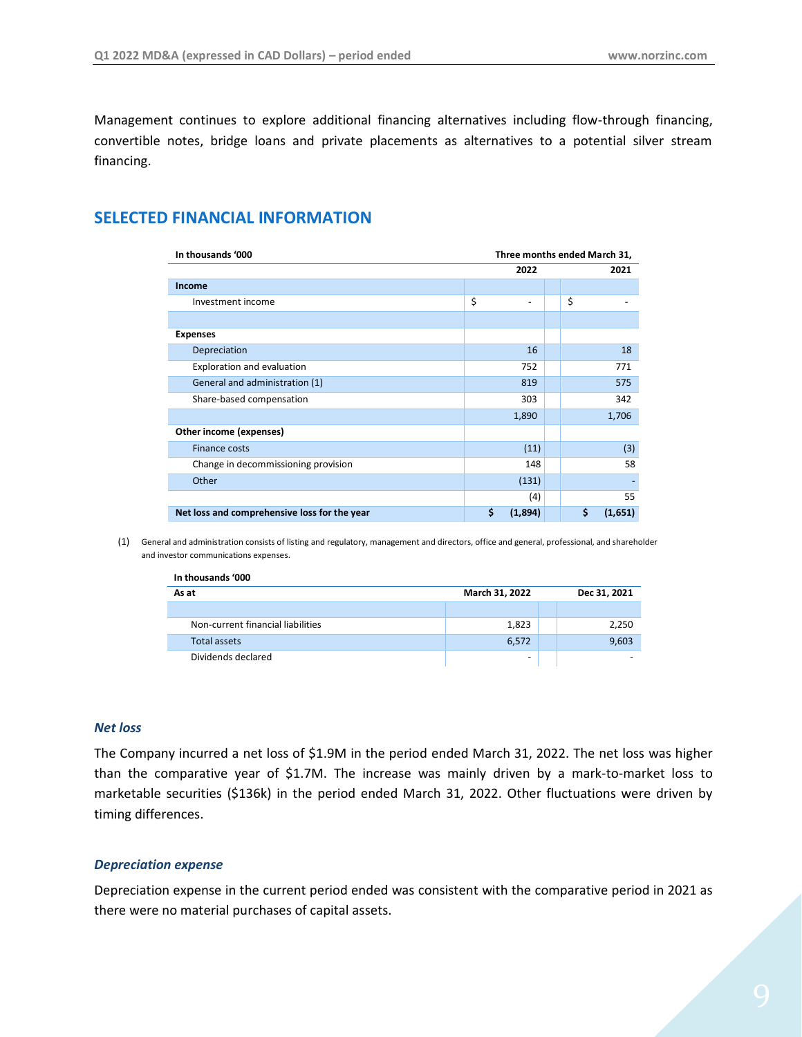Management continues to explore additional financing alternatives including flow-through financing, convertible notes, bridge loans and private placements as alternatives to a potential silver stream financing.

## SELECTED FINANCIAL INFORMATION

| In thousands '000 | Three months ended March 31, 2022 | 2021 |
|---|---|---|
| **Income** | | |
| Investment income | $ - | $ - |
| | | |
| **Expenses** | | |
| Depreciation | 16 | 18 |
| Exploration and evaluation | 752 | 771 |
| General and administration (1) | 819 | 575 |
| Share-based compensation | 303 | 342 |
| | 1,890 | 1,706 |
| **Other income (expenses)** | | |
| Finance costs | (11) | (3) |
| Change in decommissioning provision | 148 | 58 |
| Other | (131) | - |
| | (4) | 55 |
| **Net loss and comprehensive loss for the year** | **$ (1,894)** | **$ (1,651)** |

(1) General and administration consists of listing and regulatory, management and directors, office and general, professional, and shareholder and investor communications expenses.

| In thousands '000 As at | March 31, 2022 | Dec 31, 2021 |
|---|---|---|
| | | |
| Non-current financial liabilities | 1,823 | 2,250 |
| Total assets | 6,572 | 9,603 |
| Dividends declared | - | - |

### *Net loss*

The Company incurred a net loss of $1.9M in the period ended March 31, 2022. The net loss was higher than the comparative year of $1.7M. The increase was mainly driven by a mark-to-market loss to marketable securities ($136k) in the period ended March 31, 2022. Other fluctuations were driven by timing differences.

### *Depreciation expense*

Depreciation expense in the current period ended was consistent with the comparative period in 2021 as there were no material purchases of capital assets.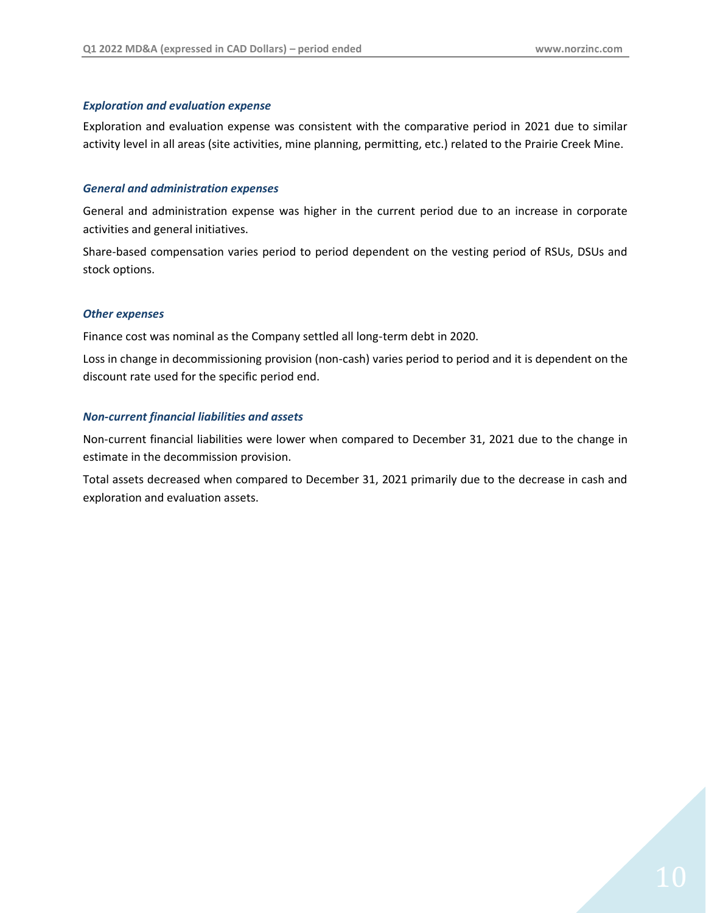### *Exploration and evaluation expense*

Exploration and evaluation expense was consistent with the comparative period in 2021 due to similar activity level in all areas (site activities, mine planning, permitting, etc.) related to the Prairie Creek Mine.

### *General and administration expenses*

General and administration expense was higher in the current period due to an increase in corporate activities and general initiatives.

Share-based compensation varies period to period dependent on the vesting period of RSUs, DSUs and stock options.

### *Other expenses*

Finance cost was nominal as the Company settled all long-term debt in 2020.

Loss in change in decommissioning provision (non-cash) varies period to period and it is dependent on the discount rate used for the specific period end.

### *Non-current financial liabilities and assets*

Non-current financial liabilities were lower when compared to December 31, 2021 due to the change in estimate in the decommission provision.

Total assets decreased when compared to December 31, 2021 primarily due to the decrease in cash and exploration and evaluation assets.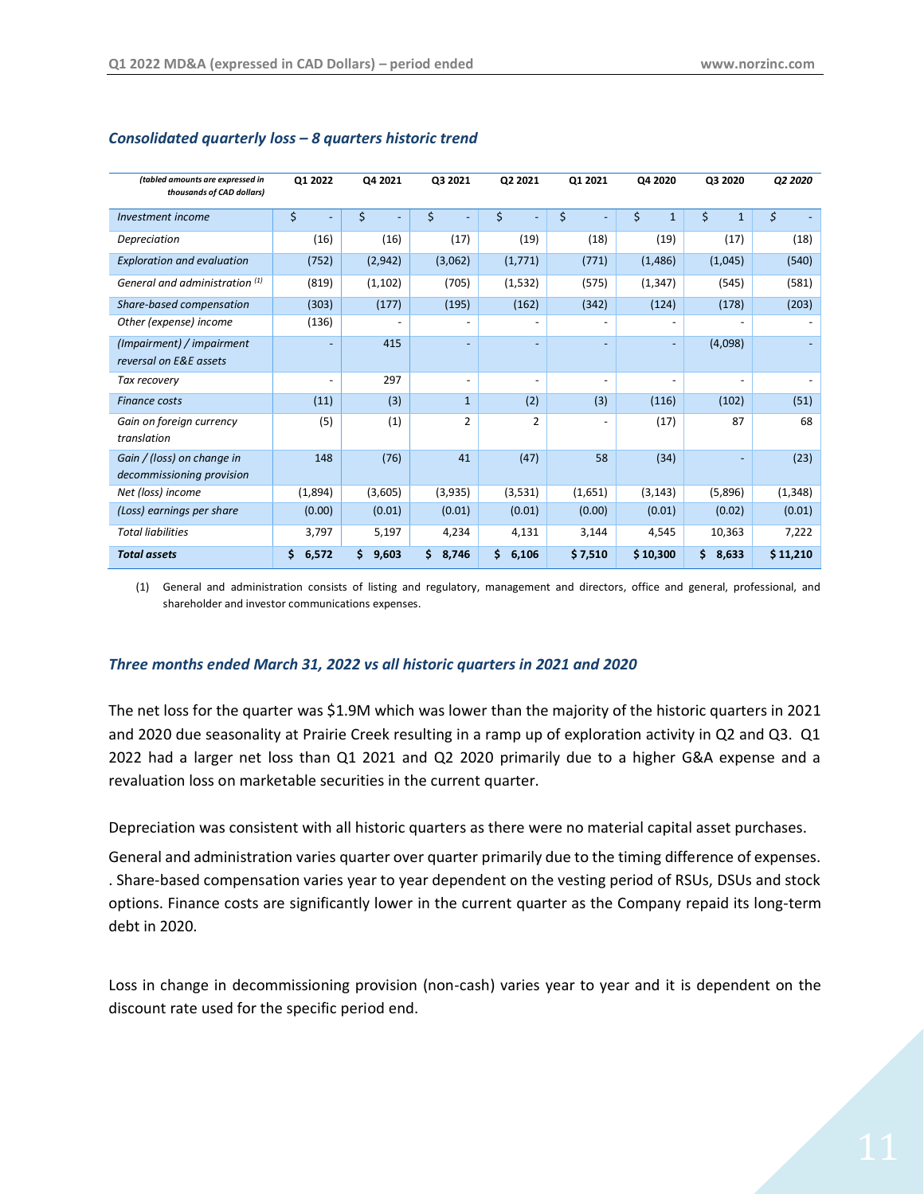### *Consolidated quarterly loss – 8 quarters historic trend*

| *(tabled amounts are expressed in thousands of CAD dollars)* | Q1 2022 | Q4 2021 | Q3 2021 | Q2 2021 | Q1 2021 | Q4 2020 | Q3 2020 | *Q2 2020* |
|---|---|---|---|---|---|---|---|---|
| *Investment income* | $ - | $ - | $ - | $ - | $ - | $ 1 | $ 1 | $ - |
| *Depreciation* | (16) | (16) | (17) | (19) | (18) | (19) | (17) | (18) |
| *Exploration and evaluation* | (752) | (2,942) | (3,062) | (1,771) | (771) | (1,486) | (1,045) | (540) |
| *General and administration (1)* | (819) | (1,102) | (705) | (1,532) | (575) | (1,347) | (545) | (581) |
| *Share-based compensation* | (303) | (177) | (195) | (162) | (342) | (124) | (178) | (203) |
| *Other (expense) income* | (136) | - | - | - | - | - | - | - |
| *(Impairment) / impairment reversal on E&E assets* | - | 415 | - | - | - | - | (4,098) | - |
| *Tax recovery* | - | 297 | - | - | - | - | - | - |
| *Finance costs* | (11) | (3) | 1 | (2) | (3) | (116) | (102) | (51) |
| *Gain on foreign currency translation* | (5) | (1) | 2 | 2 | - | (17) | 87 | 68 |
| *Gain / (loss) on change in decommissioning provision* | 148 | (76) | 41 | (47) | 58 | (34) | - | (23) |
| *Net (loss) income* | (1,894) | (3,605) | (3,935) | (3,531) | (1,651) | (3,143) | (5,896) | (1,348) |
| *(Loss) earnings per share* | (0.00) | (0.01) | (0.01) | (0.01) | (0.00) | (0.01) | (0.02) | (0.01) |
| *Total liabilities* | 3,797 | 5,197 | 4,234 | 4,131 | 3,144 | 4,545 | 10,363 | 7,222 |
| ***Total assets*** | **$ 6,572** | **$ 9,603** | **$ 8,746** | **$ 6,106** | **$ 7,510** | **$ 10,300** | **$ 8,633** | **$ 11,210** |

(1) General and administration consists of listing and regulatory, management and directors, office and general, professional, and shareholder and investor communications expenses.

### *Three months ended March 31, 2022 vs all historic quarters in 2021 and 2020*

The net loss for the quarter was $1.9M which was lower than the majority of the historic quarters in 2021 and 2020 due seasonality at Prairie Creek resulting in a ramp up of exploration activity in Q2 and Q3. Q1 2022 had a larger net loss than Q1 2021 and Q2 2020 primarily due to a higher G&A expense and a revaluation loss on marketable securities in the current quarter.

Depreciation was consistent with all historic quarters as there were no material capital asset purchases.

General and administration varies quarter over quarter primarily due to the timing difference of expenses. . Share-based compensation varies year to year dependent on the vesting period of RSUs, DSUs and stock options. Finance costs are significantly lower in the current quarter as the Company repaid its long-term debt in 2020.

Loss in change in decommissioning provision (non-cash) varies year to year and it is dependent on the discount rate used for the specific period end.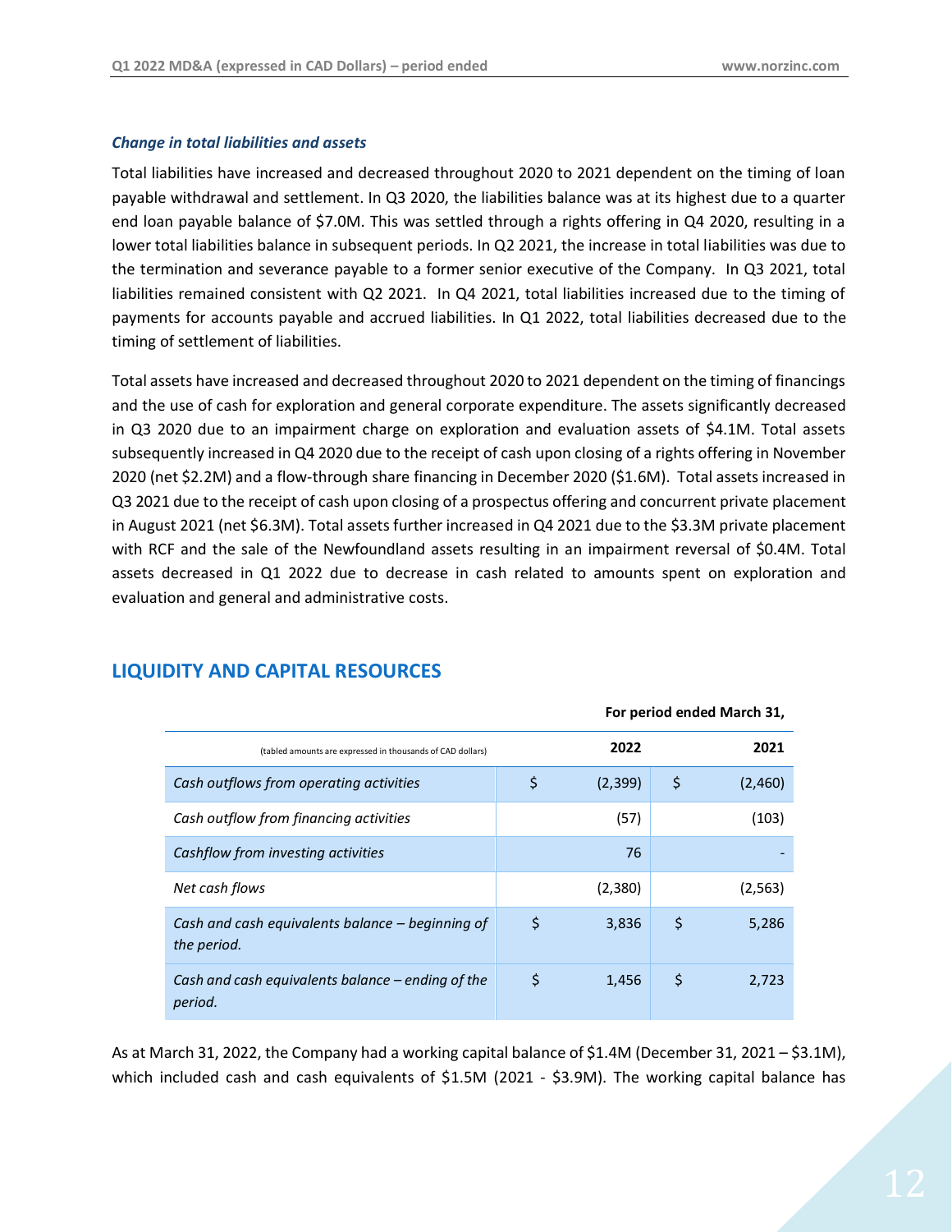### *Change in total liabilities and assets*

Total liabilities have increased and decreased throughout 2020 to 2021 dependent on the timing of loan payable withdrawal and settlement. In Q3 2020, the liabilities balance was at its highest due to a quarter end loan payable balance of $7.0M. This was settled through a rights offering in Q4 2020, resulting in a lower total liabilities balance in subsequent periods. In Q2 2021, the increase in total liabilities was due to the termination and severance payable to a former senior executive of the Company. In Q3 2021, total liabilities remained consistent with Q2 2021. In Q4 2021, total liabilities increased due to the timing of payments for accounts payable and accrued liabilities. In Q1 2022, total liabilities decreased due to the timing of settlement of liabilities.

Total assets have increased and decreased throughout 2020 to 2021 dependent on the timing of financings and the use of cash for exploration and general corporate expenditure. The assets significantly decreased in Q3 2020 due to an impairment charge on exploration and evaluation assets of $4.1M. Total assets subsequently increased in Q4 2020 due to the receipt of cash upon closing of a rights offering in November 2020 (net $2.2M) and a flow-through share financing in December 2020 ($1.6M). Total assets increased in Q3 2021 due to the receipt of cash upon closing of a prospectus offering and concurrent private placement in August 2021 (net $6.3M). Total assets further increased in Q4 2021 due to the $3.3M private placement with RCF and the sale of the Newfoundland assets resulting in an impairment reversal of $0.4M. Total assets decreased in Q1 2022 due to decrease in cash related to amounts spent on exploration and evaluation and general and administrative costs.

## LIQUIDITY AND CAPITAL RESOURCES

| (tabled amounts are expressed in thousands of CAD dollars) | For period ended March 31, 2022 | 2021 |
|---|---|---|
| *Cash outflows from operating activities* | $ (2,399) | $ (2,460) |
| *Cash outflow from financing activities* | (57) | (103) |
| *Cashflow from investing activities* | 76 | - |
| *Net cash flows* | (2,380) | (2,563) |
| *Cash and cash equivalents balance – beginning of the period.* | $ 3,836 | $ 5,286 |
| *Cash and cash equivalents balance – ending of the period.* | $ 1,456 | $ 2,723 |

As at March 31, 2022, the Company had a working capital balance of $1.4M (December 31, 2021 – $3.1M), which included cash and cash equivalents of $1.5M (2021 - $3.9M). The working capital balance has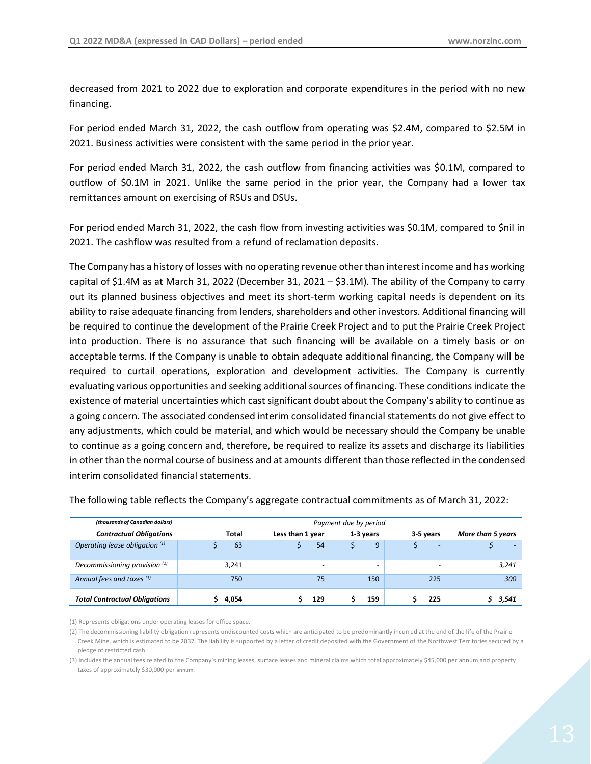decreased from 2021 to 2022 due to exploration and corporate expenditures in the period with no new financing.

For period ended March 31, 2022, the cash outflow from operating was \$2.4M, compared to \$2.5M in 2021. Business activities were consistent with the same period in the prior year.

For period ended March 31, 2022, the cash outflow from financing activities was \$0.1M, compared to outflow of \$0.1M in 2021. Unlike the same period in the prior year, the Company had a lower tax remittances amount on exercising of RSUs and DSUs.

For period ended March 31, 2022, the cash flow from investing activities was \$0.1M, compared to \$nil in 2021. The cashflow was resulted from a refund of reclamation deposits.

The Company has a history of losses with no operating revenue other than interest income and has working capital of \$1.4M as at March 31, 2022 (December 31, 2021 – \$3.1M). The ability of the Company to carry out its planned business objectives and meet its short-term working capital needs is dependent on its ability to raise adequate financing from lenders, shareholders and other investors. Additional financing will be required to continue the development of the Prairie Creek Project and to put the Prairie Creek Project into production. There is no assurance that such financing will be available on a timely basis or on acceptable terms. If the Company is unable to obtain adequate additional financing, the Company will be required to curtail operations, exploration and development activities. The Company is currently evaluating various opportunities and seeking additional sources of financing. These conditions indicate the existence of material uncertainties which cast significant doubt about the Company's ability to continue as a going concern. The associated condensed interim consolidated financial statements do not give effect to any adjustments, which could be material, and which would be necessary should the Company be unable to continue as a going concern and, therefore, be required to realize its assets and discharge its liabilities in other than the normal course of business and at amounts different than those reflected in the condensed interim consolidated financial statements.

The following table reflects the Company's aggregate contractual commitments as of March 31, 2022:

| *(thousands of Canadian dollars)* | *Payment due by period* | | | | |
|---|---|---|---|---|---|
| ***Contractual Obligations*** | **Total** | **Less than 1 year** | **1-3 years** | **3-5 years** | ***More than 5 years*** |
| *Operating lease obligation [1]* | \$ 63 | \$ 54 | \$ 9 | \$ - | *\$ -* |
| *Decommissioning provision [2]* | 3,241 | - | - | - | *3,241* |
| *Annual fees and taxes [3]* | 750 | 75 | 150 | 225 | *300* |
| ***Total Contractual Obligations*** | **\$ 4,054** | **\$ 129** | **\$ 159** | **\$ 225** | ***\$ 3,541*** |

(1) Represents obligations under operating leases for office space.

(2) The decommissioning liability obligation represents undiscounted costs which are anticipated to be predominantly incurred at the end of the life of the Prairie Creek Mine, which is estimated to be 2037. The liability is supported by a letter of credit deposited with the Government of the Northwest Territories secured by a pledge of restricted cash.

(3) Includes the annual fees related to the Company's mining leases, surface leases and mineral claims which total approximately \$45,000 per annum and property taxes of approximately \$30,000 per annum.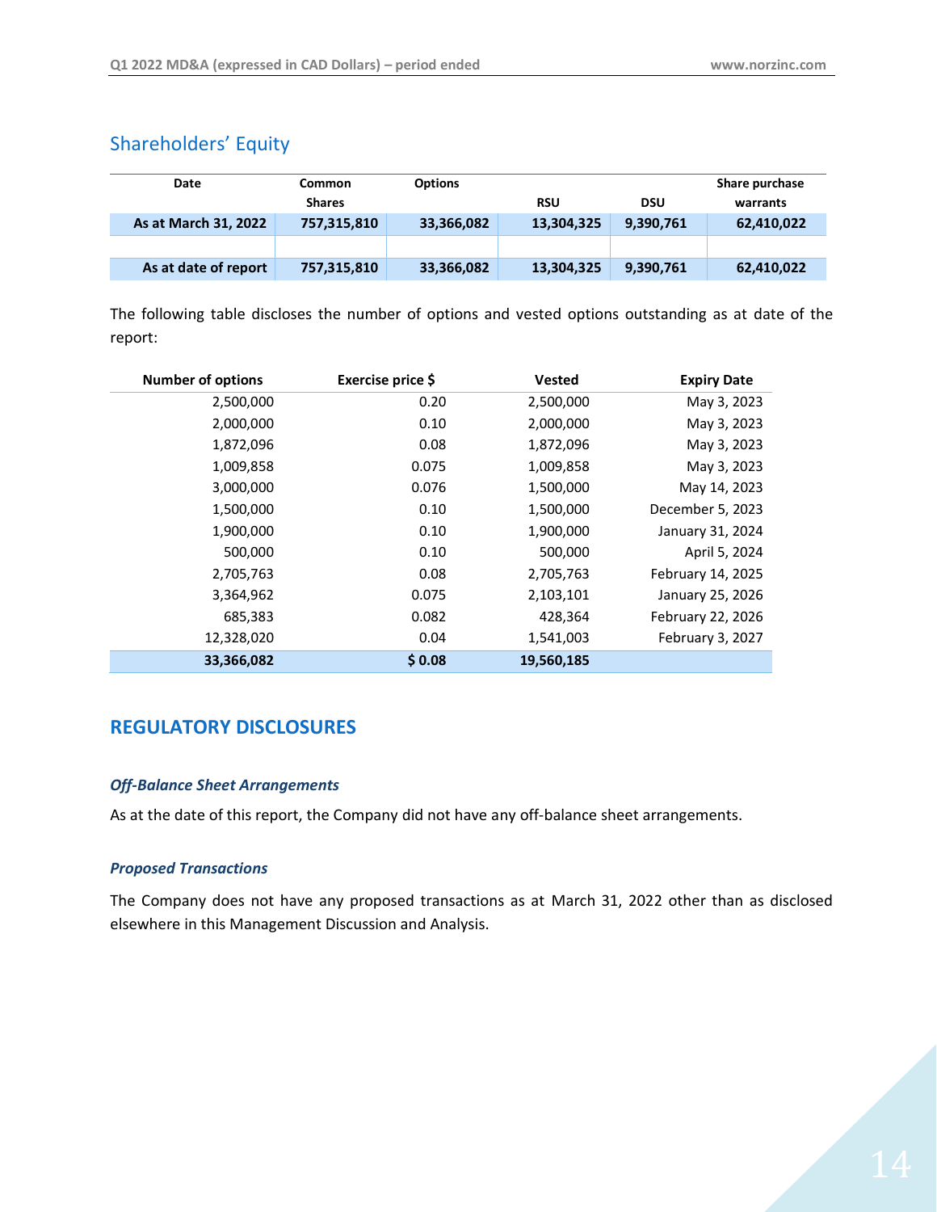## Shareholders' Equity

| Date | Common Shares | Options | RSU | DSU | Share purchase warrants |
|---|---|---|---|---|---|
| **As at March 31, 2022** | **757,315,810** | **33,366,082** | **13,304,325** | **9,390,761** | **62,410,022** |
| | | | | | |
| **As at date of report** | **757,315,810** | **33,366,082** | **13,304,325** | **9,390,761** | **62,410,022** |

The following table discloses the number of options and vested options outstanding as at date of the report:

| Number of options | Exercise price $ | Vested | Expiry Date |
|---|---|---|---|
| 2,500,000 | 0.20 | 2,500,000 | May 3, 2023 |
| 2,000,000 | 0.10 | 2,000,000 | May 3, 2023 |
| 1,872,096 | 0.08 | 1,872,096 | May 3, 2023 |
| 1,009,858 | 0.075 | 1,009,858 | May 3, 2023 |
| 3,000,000 | 0.076 | 1,500,000 | May 14, 2023 |
| 1,500,000 | 0.10 | 1,500,000 | December 5, 2023 |
| 1,900,000 | 0.10 | 1,900,000 | January 31, 2024 |
| 500,000 | 0.10 | 500,000 | April 5, 2024 |
| 2,705,763 | 0.08 | 2,705,763 | February 14, 2025 |
| 3,364,962 | 0.075 | 2,103,101 | January 25, 2026 |
| 685,383 | 0.082 | 428,364 | February 22, 2026 |
| 12,328,020 | 0.04 | 1,541,003 | February 3, 2027 |
| **33,366,082** | **$ 0.08** | **19,560,185** | |

## REGULATORY DISCLOSURES

### *Off-Balance Sheet Arrangements*

As at the date of this report, the Company did not have any off-balance sheet arrangements.

### *Proposed Transactions*

The Company does not have any proposed transactions as at March 31, 2022 other than as disclosed elsewhere in this Management Discussion and Analysis.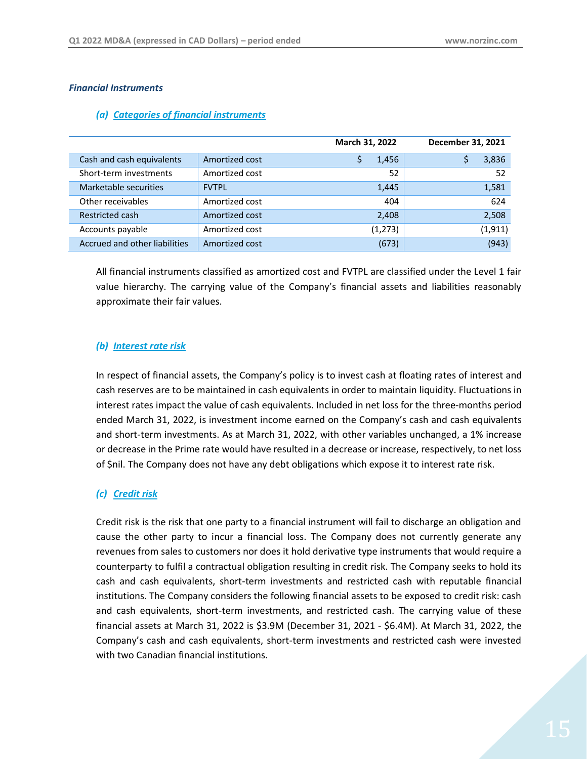### *Financial Instruments*

#### *(a) Categories of financial instruments*

| | | March 31, 2022 | December 31, 2021 |
|---|---|---|---|
| Cash and cash equivalents | Amortized cost | $ 1,456 | $ 3,836 |
| Short-term investments | Amortized cost | 52 | 52 |
| Marketable securities | FVTPL | 1,445 | 1,581 |
| Other receivables | Amortized cost | 404 | 624 |
| Restricted cash | Amortized cost | 2,408 | 2,508 |
| Accounts payable | Amortized cost | (1,273) | (1,911) |
| Accrued and other liabilities | Amortized cost | (673) | (943) |

All financial instruments classified as amortized cost and FVTPL are classified under the Level 1 fair value hierarchy. The carrying value of the Company's financial assets and liabilities reasonably approximate their fair values.

#### *(b) Interest rate risk*

In respect of financial assets, the Company's policy is to invest cash at floating rates of interest and cash reserves are to be maintained in cash equivalents in order to maintain liquidity. Fluctuations in interest rates impact the value of cash equivalents. Included in net loss for the three-months period ended March 31, 2022, is investment income earned on the Company's cash and cash equivalents and short-term investments. As at March 31, 2022, with other variables unchanged, a 1% increase or decrease in the Prime rate would have resulted in a decrease or increase, respectively, to net loss of $nil. The Company does not have any debt obligations which expose it to interest rate risk.

#### *(c) Credit risk*

Credit risk is the risk that one party to a financial instrument will fail to discharge an obligation and cause the other party to incur a financial loss. The Company does not currently generate any revenues from sales to customers nor does it hold derivative type instruments that would require a counterparty to fulfil a contractual obligation resulting in credit risk. The Company seeks to hold its cash and cash equivalents, short-term investments and restricted cash with reputable financial institutions. The Company considers the following financial assets to be exposed to credit risk: cash and cash equivalents, short-term investments, and restricted cash. The carrying value of these financial assets at March 31, 2022 is $3.9M (December 31, 2021 - $6.4M). At March 31, 2022, the Company's cash and cash equivalents, short-term investments and restricted cash were invested with two Canadian financial institutions.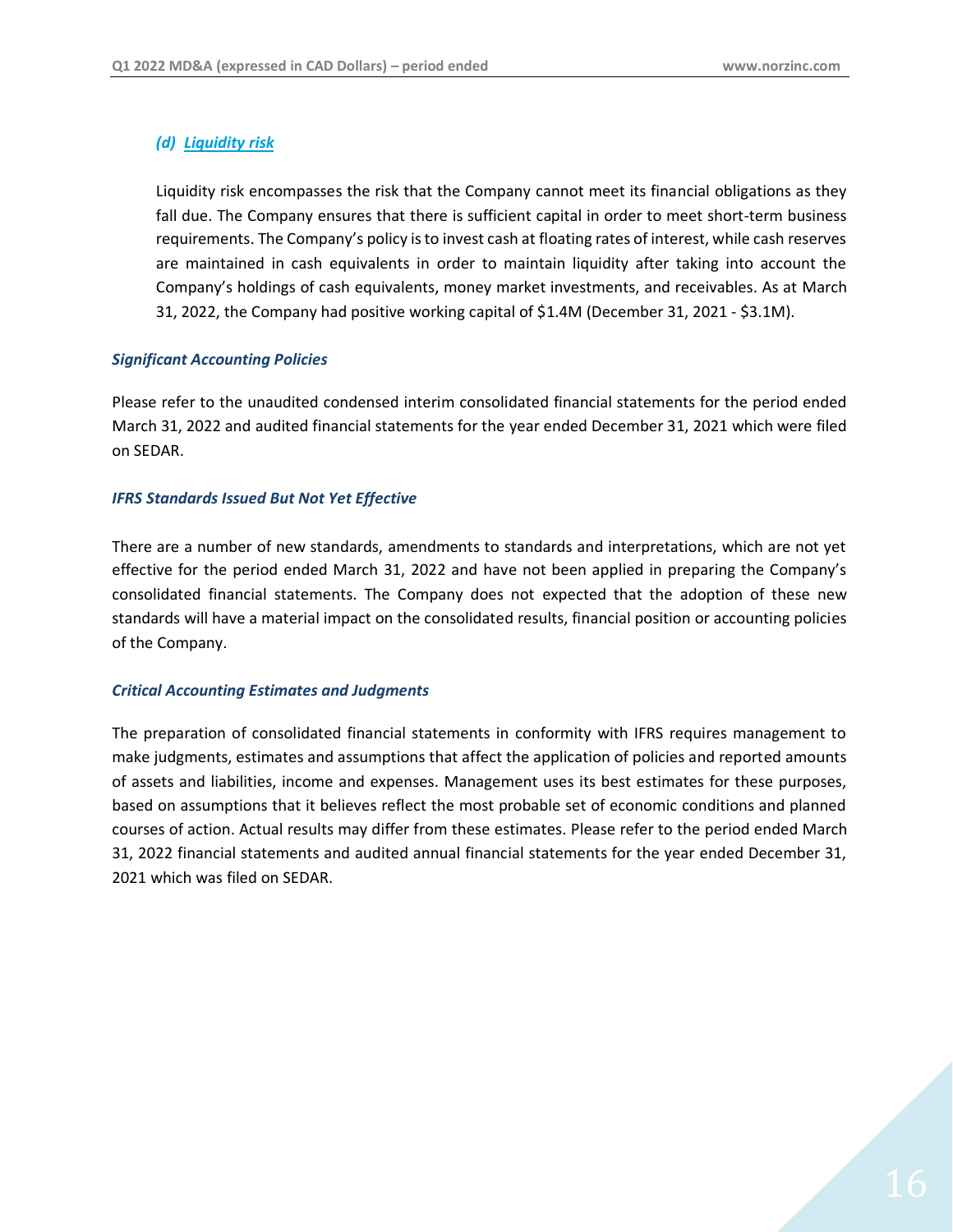### *(d) Liquidity risk*

Liquidity risk encompasses the risk that the Company cannot meet its financial obligations as they fall due. The Company ensures that there is sufficient capital in order to meet short-term business requirements. The Company's policy is to invest cash at floating rates of interest, while cash reserves are maintained in cash equivalents in order to maintain liquidity after taking into account the Company's holdings of cash equivalents, money market investments, and receivables. As at March 31, 2022, the Company had positive working capital of $1.4M (December 31, 2021 - $3.1M).

### *Significant Accounting Policies*

Please refer to the unaudited condensed interim consolidated financial statements for the period ended March 31, 2022 and audited financial statements for the year ended December 31, 2021 which were filed on SEDAR.

### *IFRS Standards Issued But Not Yet Effective*

There are a number of new standards, amendments to standards and interpretations, which are not yet effective for the period ended March 31, 2022 and have not been applied in preparing the Company's consolidated financial statements. The Company does not expected that the adoption of these new standards will have a material impact on the consolidated results, financial position or accounting policies of the Company.

### *Critical Accounting Estimates and Judgments*

The preparation of consolidated financial statements in conformity with IFRS requires management to make judgments, estimates and assumptions that affect the application of policies and reported amounts of assets and liabilities, income and expenses. Management uses its best estimates for these purposes, based on assumptions that it believes reflect the most probable set of economic conditions and planned courses of action. Actual results may differ from these estimates. Please refer to the period ended March 31, 2022 financial statements and audited annual financial statements for the year ended December 31, 2021 which was filed on SEDAR.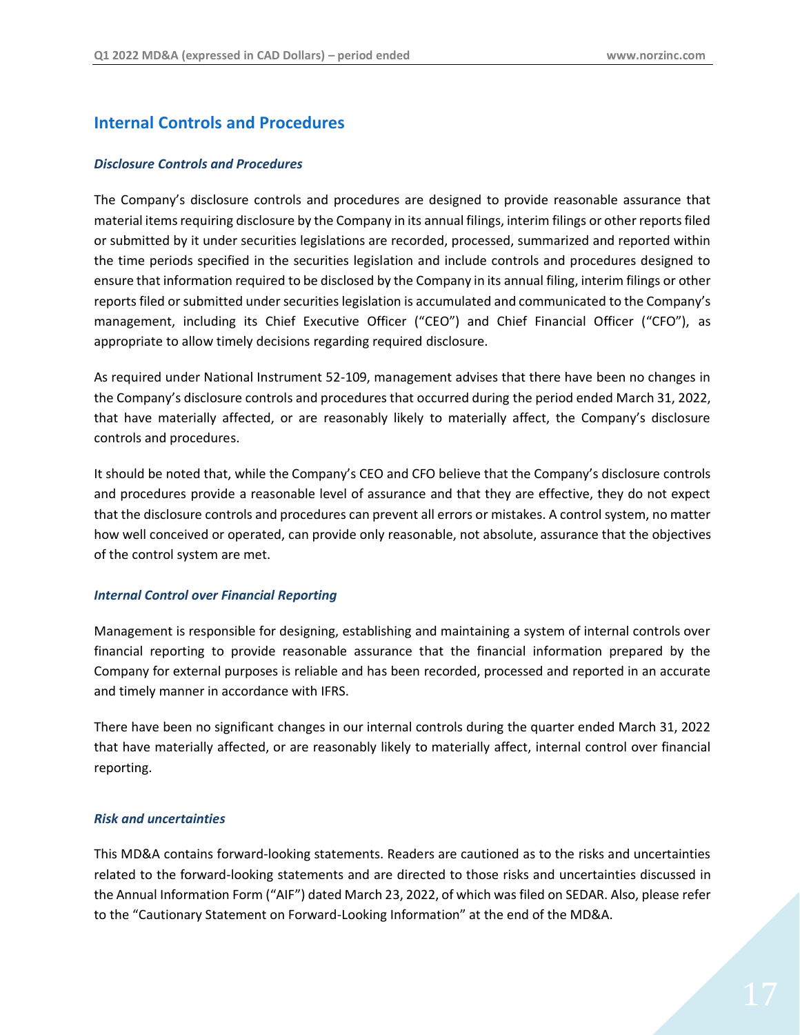## Internal Controls and Procedures

### *Disclosure Controls and Procedures*

The Company's disclosure controls and procedures are designed to provide reasonable assurance that material items requiring disclosure by the Company in its annual filings, interim filings or other reports filed or submitted by it under securities legislations are recorded, processed, summarized and reported within the time periods specified in the securities legislation and include controls and procedures designed to ensure that information required to be disclosed by the Company in its annual filing, interim filings or other reports filed or submitted under securities legislation is accumulated and communicated to the Company's management, including its Chief Executive Officer ("CEO") and Chief Financial Officer ("CFO"), as appropriate to allow timely decisions regarding required disclosure.

As required under National Instrument 52-109, management advises that there have been no changes in the Company's disclosure controls and procedures that occurred during the period ended March 31, 2022, that have materially affected, or are reasonably likely to materially affect, the Company's disclosure controls and procedures.

It should be noted that, while the Company's CEO and CFO believe that the Company's disclosure controls and procedures provide a reasonable level of assurance and that they are effective, they do not expect that the disclosure controls and procedures can prevent all errors or mistakes. A control system, no matter how well conceived or operated, can provide only reasonable, not absolute, assurance that the objectives of the control system are met.

### *Internal Control over Financial Reporting*

Management is responsible for designing, establishing and maintaining a system of internal controls over financial reporting to provide reasonable assurance that the financial information prepared by the Company for external purposes is reliable and has been recorded, processed and reported in an accurate and timely manner in accordance with IFRS.

There have been no significant changes in our internal controls during the quarter ended March 31, 2022 that have materially affected, or are reasonably likely to materially affect, internal control over financial reporting.

### *Risk and uncertainties*

This MD&A contains forward-looking statements. Readers are cautioned as to the risks and uncertainties related to the forward-looking statements and are directed to those risks and uncertainties discussed in the Annual Information Form ("AIF") dated March 23, 2022, of which was filed on SEDAR. Also, please refer to the "Cautionary Statement on Forward-Looking Information" at the end of the MD&A.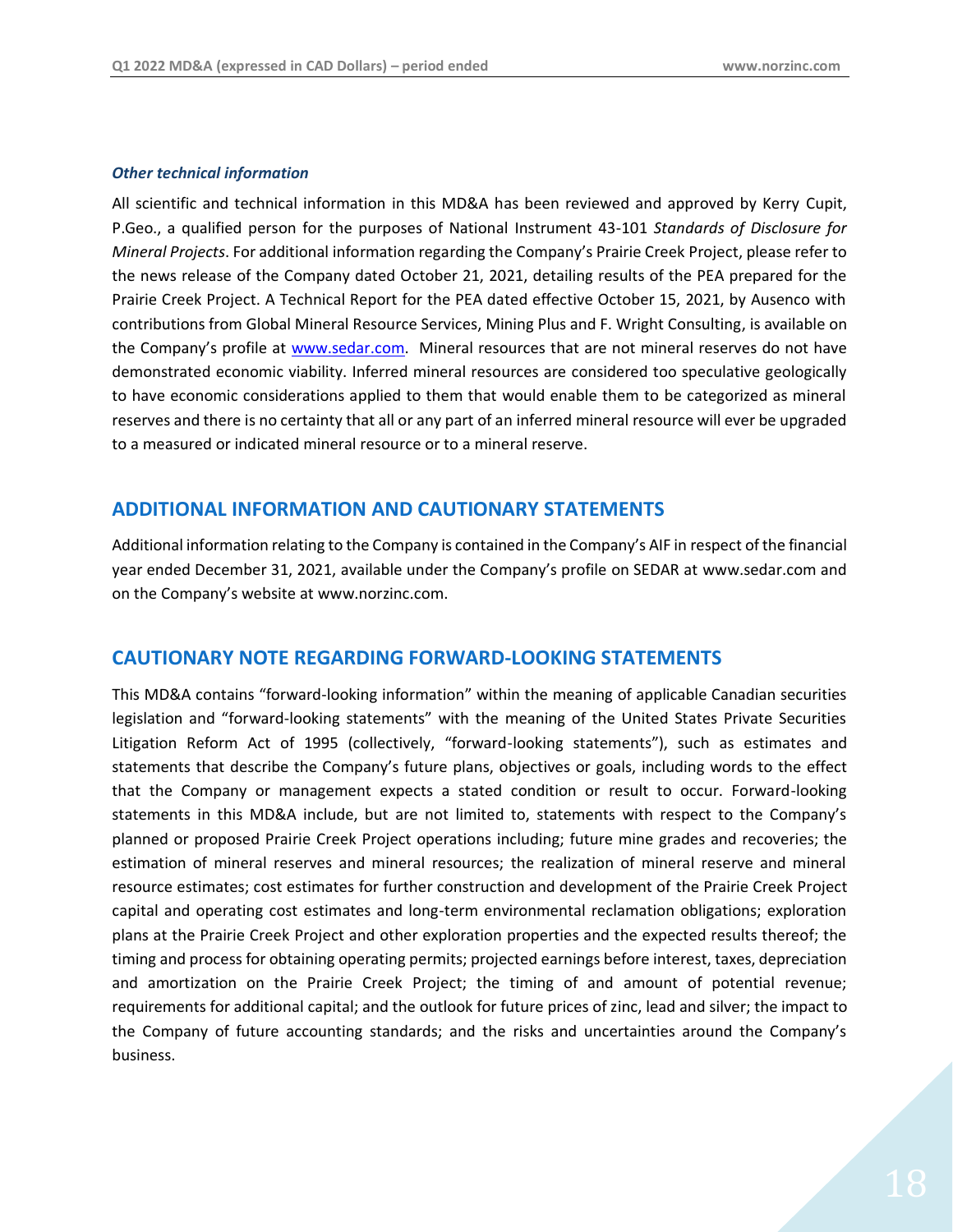### *Other technical information*

All scientific and technical information in this MD&A has been reviewed and approved by Kerry Cupit, P.Geo., a qualified person for the purposes of National Instrument 43-101 *Standards of Disclosure for Mineral Projects*. For additional information regarding the Company's Prairie Creek Project, please refer to the news release of the Company dated October 21, 2021, detailing results of the PEA prepared for the Prairie Creek Project. A Technical Report for the PEA dated effective October 15, 2021, by Ausenco with contributions from Global Mineral Resource Services, Mining Plus and F. Wright Consulting, is available on the Company's profile at www.sedar.com. Mineral resources that are not mineral reserves do not have demonstrated economic viability. Inferred mineral resources are considered too speculative geologically to have economic considerations applied to them that would enable them to be categorized as mineral reserves and there is no certainty that all or any part of an inferred mineral resource will ever be upgraded to a measured or indicated mineral resource or to a mineral reserve.

## ADDITIONAL INFORMATION AND CAUTIONARY STATEMENTS

Additional information relating to the Company is contained in the Company's AIF in respect of the financial year ended December 31, 2021, available under the Company's profile on SEDAR at www.sedar.com and on the Company's website at www.norzinc.com.

## CAUTIONARY NOTE REGARDING FORWARD-LOOKING STATEMENTS

This MD&A contains "forward-looking information" within the meaning of applicable Canadian securities legislation and "forward-looking statements" with the meaning of the United States Private Securities Litigation Reform Act of 1995 (collectively, "forward-looking statements"), such as estimates and statements that describe the Company's future plans, objectives or goals, including words to the effect that the Company or management expects a stated condition or result to occur. Forward-looking statements in this MD&A include, but are not limited to, statements with respect to the Company's planned or proposed Prairie Creek Project operations including; future mine grades and recoveries; the estimation of mineral reserves and mineral resources; the realization of mineral reserve and mineral resource estimates; cost estimates for further construction and development of the Prairie Creek Project capital and operating cost estimates and long-term environmental reclamation obligations; exploration plans at the Prairie Creek Project and other exploration properties and the expected results thereof; the timing and process for obtaining operating permits; projected earnings before interest, taxes, depreciation and amortization on the Prairie Creek Project; the timing of and amount of potential revenue; requirements for additional capital; and the outlook for future prices of zinc, lead and silver; the impact to the Company of future accounting standards; and the risks and uncertainties around the Company's business.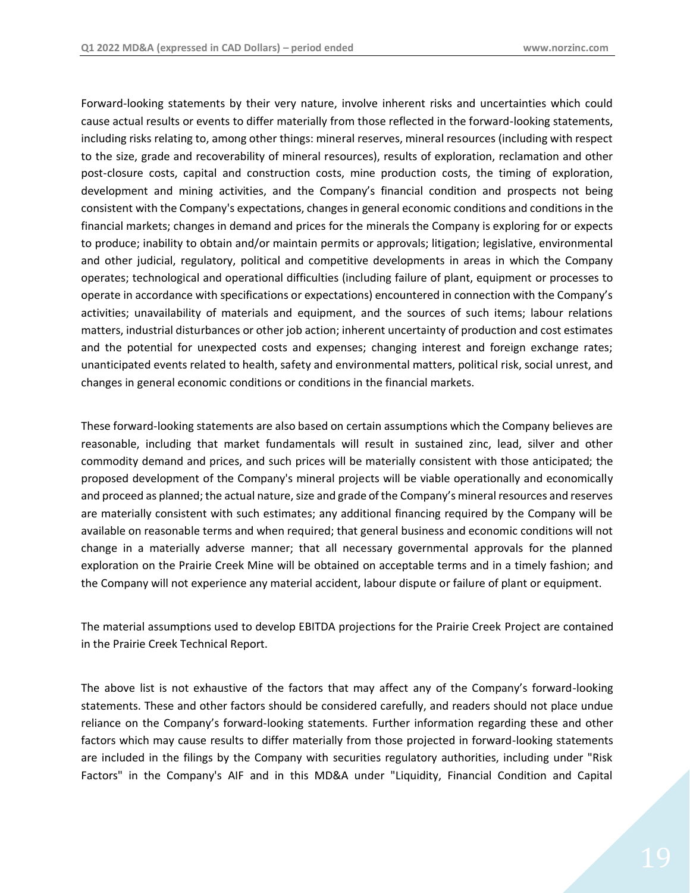Forward-looking statements by their very nature, involve inherent risks and uncertainties which could cause actual results or events to differ materially from those reflected in the forward-looking statements, including risks relating to, among other things: mineral reserves, mineral resources (including with respect to the size, grade and recoverability of mineral resources), results of exploration, reclamation and other post-closure costs, capital and construction costs, mine production costs, the timing of exploration, development and mining activities, and the Company's financial condition and prospects not being consistent with the Company's expectations, changes in general economic conditions and conditions in the financial markets; changes in demand and prices for the minerals the Company is exploring for or expects to produce; inability to obtain and/or maintain permits or approvals; litigation; legislative, environmental and other judicial, regulatory, political and competitive developments in areas in which the Company operates; technological and operational difficulties (including failure of plant, equipment or processes to operate in accordance with specifications or expectations) encountered in connection with the Company's activities; unavailability of materials and equipment, and the sources of such items; labour relations matters, industrial disturbances or other job action; inherent uncertainty of production and cost estimates and the potential for unexpected costs and expenses; changing interest and foreign exchange rates; unanticipated events related to health, safety and environmental matters, political risk, social unrest, and changes in general economic conditions or conditions in the financial markets.

These forward-looking statements are also based on certain assumptions which the Company believes are reasonable, including that market fundamentals will result in sustained zinc, lead, silver and other commodity demand and prices, and such prices will be materially consistent with those anticipated; the proposed development of the Company's mineral projects will be viable operationally and economically and proceed as planned; the actual nature, size and grade of the Company's mineral resources and reserves are materially consistent with such estimates; any additional financing required by the Company will be available on reasonable terms and when required; that general business and economic conditions will not change in a materially adverse manner; that all necessary governmental approvals for the planned exploration on the Prairie Creek Mine will be obtained on acceptable terms and in a timely fashion; and the Company will not experience any material accident, labour dispute or failure of plant or equipment.

The material assumptions used to develop EBITDA projections for the Prairie Creek Project are contained in the Prairie Creek Technical Report.

The above list is not exhaustive of the factors that may affect any of the Company's forward-looking statements. These and other factors should be considered carefully, and readers should not place undue reliance on the Company's forward-looking statements. Further information regarding these and other factors which may cause results to differ materially from those projected in forward-looking statements are included in the filings by the Company with securities regulatory authorities, including under "Risk Factors" in the Company's AIF and in this MD&A under "Liquidity, Financial Condition and Capital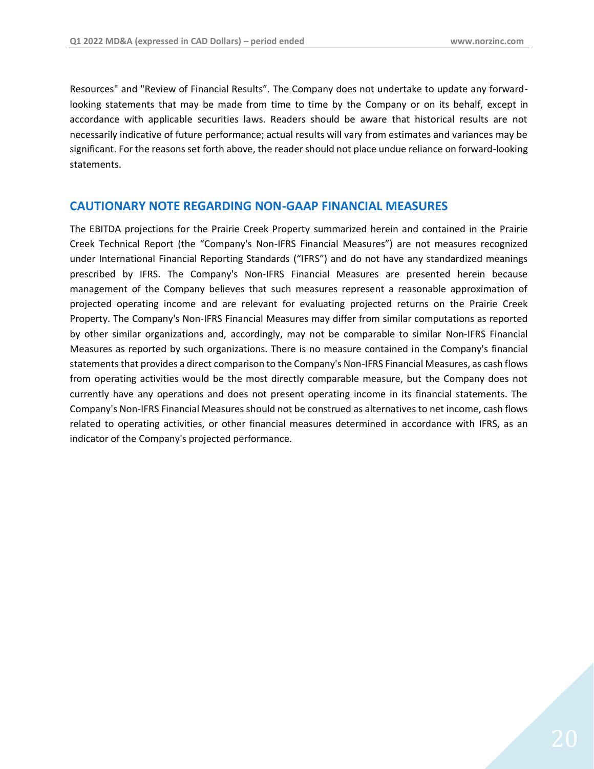Resources" and "Review of Financial Results". The Company does not undertake to update any forward-looking statements that may be made from time to time by the Company or on its behalf, except in accordance with applicable securities laws. Readers should be aware that historical results are not necessarily indicative of future performance; actual results will vary from estimates and variances may be significant. For the reasons set forth above, the reader should not place undue reliance on forward-looking statements.

## CAUTIONARY NOTE REGARDING NON-GAAP FINANCIAL MEASURES

The EBITDA projections for the Prairie Creek Property summarized herein and contained in the Prairie Creek Technical Report (the "Company's Non-IFRS Financial Measures") are not measures recognized under International Financial Reporting Standards ("IFRS") and do not have any standardized meanings prescribed by IFRS. The Company's Non-IFRS Financial Measures are presented herein because management of the Company believes that such measures represent a reasonable approximation of projected operating income and are relevant for evaluating projected returns on the Prairie Creek Property. The Company's Non-IFRS Financial Measures may differ from similar computations as reported by other similar organizations and, accordingly, may not be comparable to similar Non-IFRS Financial Measures as reported by such organizations. There is no measure contained in the Company's financial statements that provides a direct comparison to the Company's Non-IFRS Financial Measures, as cash flows from operating activities would be the most directly comparable measure, but the Company does not currently have any operations and does not present operating income in its financial statements. The Company's Non-IFRS Financial Measures should not be construed as alternatives to net income, cash flows related to operating activities, or other financial measures determined in accordance with IFRS, as an indicator of the Company's projected performance.